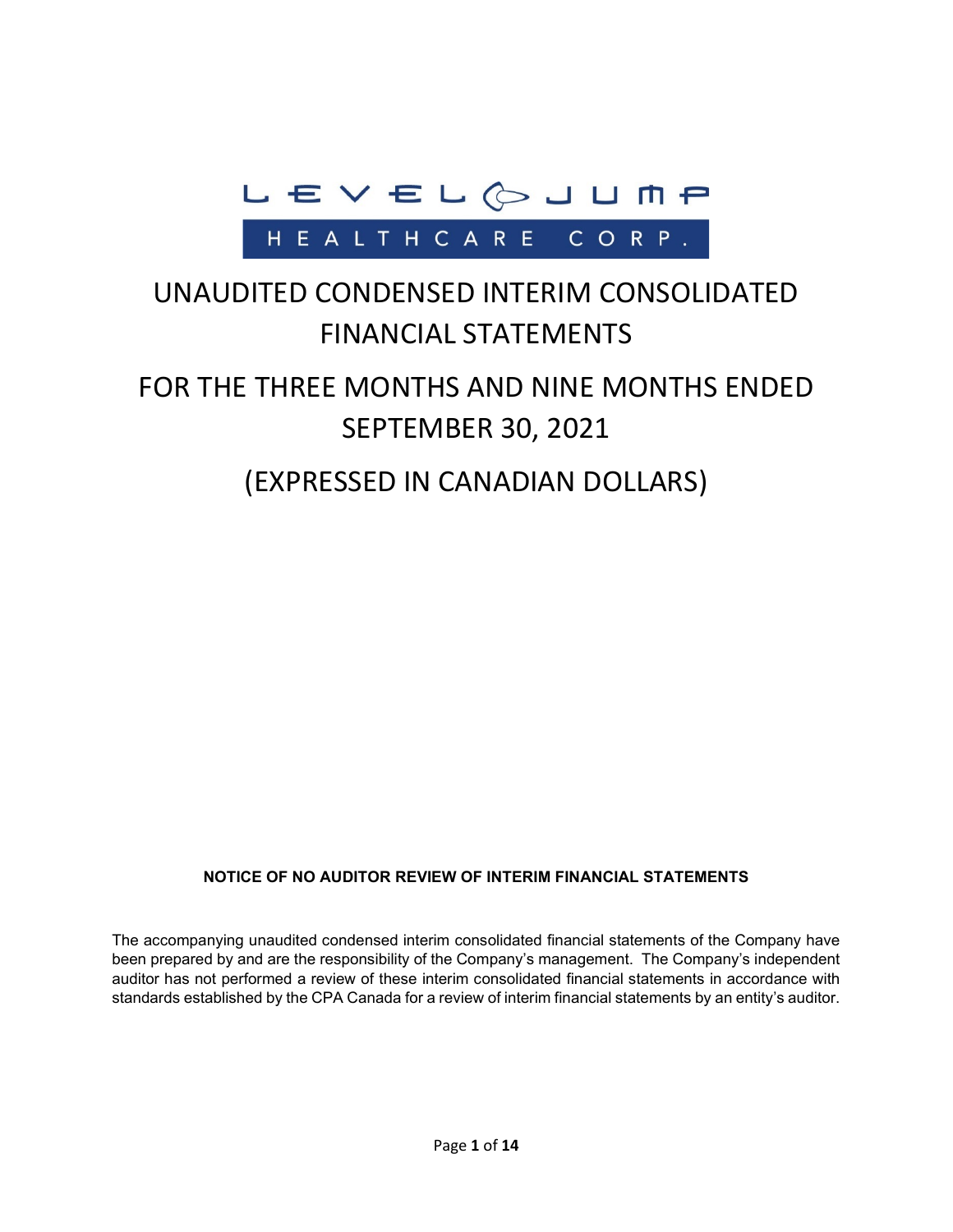LEVEL JUMP

HEALTHCARE CORP.

# UNAUDITED CONDENSED INTERIM CONSOLIDATED FINANCIAL STATEMENTS

# FOR THE THREE MONTHS AND NINE MONTHS ENDED SEPTEMBER 30, 2021

# (EXPRESSED IN CANADIAN DOLLARS)

**NOTICE OF NO AUDITOR REVIEW OF INTERIM FINANCIAL STATEMENTS**

The accompanying unaudited condensed interim consolidated financial statements of the Company have been prepared by and are the responsibility of the Company's management. The Company's independent auditor has not performed a review of these interim consolidated financial statements in accordance with standards established by the CPA Canada for a review of interim financial statements by an entity's auditor.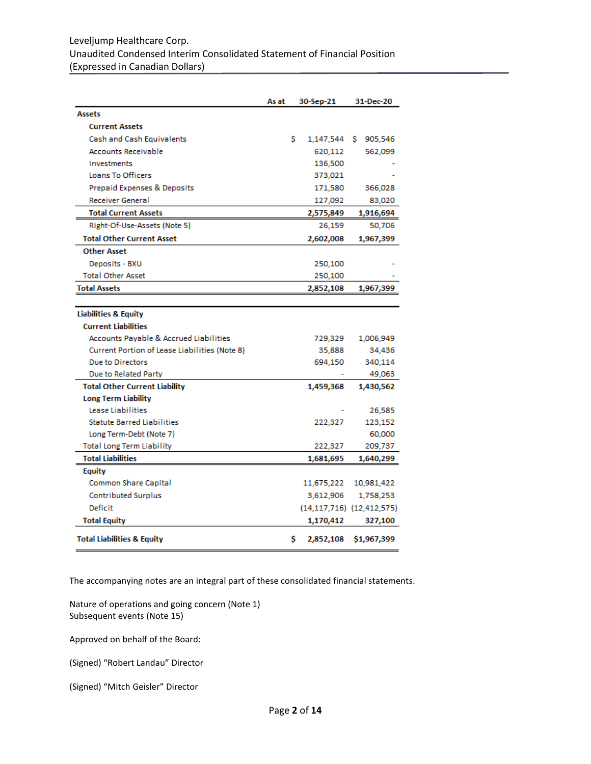Leveljump Healthcare Corp.
Unaudited Condensed Interim Consolidated Statement of Financial Position
(Expressed in Canadian Dollars)

| As at | 30-Sep-21 | 31-Dec-20 |
|---|---|---|
| **Assets** | | |
| **Current Assets** | | |
| Cash and Cash Equivalents | $ 1,147,544 | $ 905,546 |
| Accounts Receivable | 620,112 | 562,099 |
| Investments | 136,500 | - |
| Loans To Officers | 373,021 | - |
| Prepaid Expenses & Deposits | 171,580 | 366,028 |
| Receiver General | 127,092 | 83,020 |
| **Total Current Assets** | **2,575,849** | **1,916,694** |
| Right-Of-Use-Assets (Note 5) | 26,159 | 50,706 |
| **Total Other Current Asset** | **2,602,008** | **1,967,399** |
| **Other Asset** | | |
| Deposits - BXU | 250,100 | - |
| Total Other Asset | 250,100 | - |
| **Total Assets** | **2,852,108** | **1,967,399** |
| | | |
| **Liabilities & Equity** | | |
| **Current Liabilities** | | |
| Accounts Payable & Accrued Liabilities | 729,329 | 1,006,949 |
| Current Portion of Lease Liabilities (Note 8) | 35,888 | 34,436 |
| Due to Directors | 694,150 | 340,114 |
| Due to Related Party | - | 49,063 |
| **Total Other Current Liability** | **1,459,368** | **1,430,562** |
| **Long Term Liability** | | |
| Lease Liabilities | - | 26,585 |
| Statute Barred Liabilities | 222,327 | 123,152 |
| Long Term-Debt (Note 7) | | 60,000 |
| Total Long Term Liability | 222,327 | 209,737 |
| **Total Liabilities** | **1,681,695** | **1,640,299** |
| **Equity** | | |
| Common Share Capital | 11,675,222 | 10,981,422 |
| Contributed Surplus | 3,612,906 | 1,758,253 |
| Deficit | (14,117,716) | (12,412,575) |
| **Total Equity** | **1,170,412** | **327,100** |
| **Total Liabilities & Equity** | **$ 2,852,108** | **$1,967,399** |

The accompanying notes are an integral part of these consolidated financial statements.

Nature of operations and going concern (Note 1)
Subsequent events (Note 15)

Approved on behalf of the Board:

(Signed) "Robert Landau" Director

(Signed) "Mitch Geisler" Director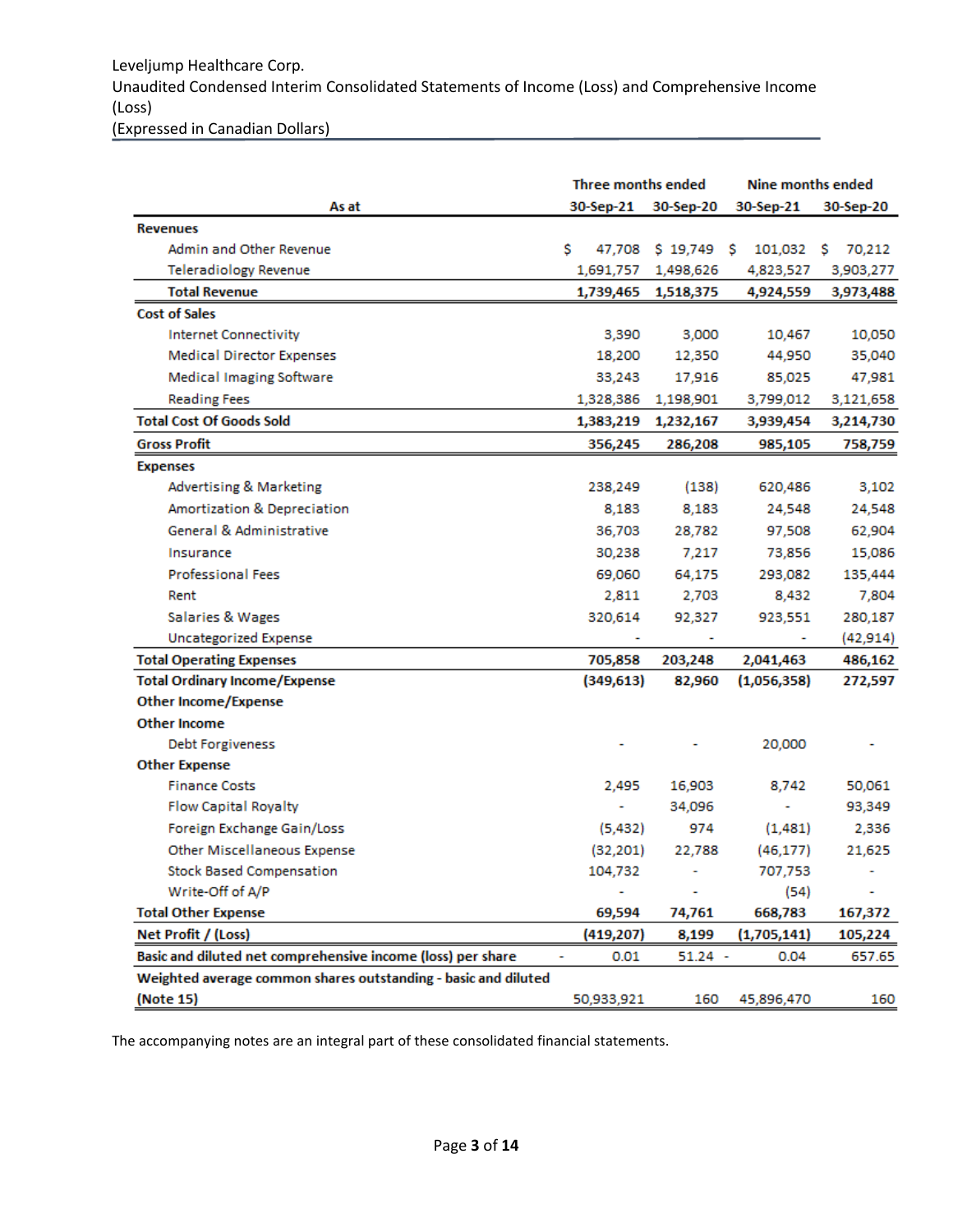Leveljump Healthcare Corp.

Unaudited Condensed Interim Consolidated Statements of Income (Loss) and Comprehensive Income (Loss)

(Expressed in Canadian Dollars)

| As at | Three months ended 30-Sep-21 | Three months ended 30-Sep-20 | Nine months ended 30-Sep-21 | Nine months ended 30-Sep-20 |
|---|---|---|---|---|
| **Revenues** | | | | |
| Admin and Other Revenue | $ 47,708 | $ 19,749 | $ 101,032 | $ 70,212 |
| Teleradiology Revenue | 1,691,757 | 1,498,626 | 4,823,527 | 3,903,277 |
| **Total Revenue** | **1,739,465** | **1,518,375** | **4,924,559** | **3,973,488** |
| **Cost of Sales** | | | | |
| Internet Connectivity | 3,390 | 3,000 | 10,467 | 10,050 |
| Medical Director Expenses | 18,200 | 12,350 | 44,950 | 35,040 |
| Medical Imaging Software | 33,243 | 17,916 | 85,025 | 47,981 |
| Reading Fees | 1,328,386 | 1,198,901 | 3,799,012 | 3,121,658 |
| **Total Cost Of Goods Sold** | **1,383,219** | **1,232,167** | **3,939,454** | **3,214,730** |
| **Gross Profit** | **356,245** | **286,208** | **985,105** | **758,759** |
| **Expenses** | | | | |
| Advertising & Marketing | 238,249 | (138) | 620,486 | 3,102 |
| Amortization & Depreciation | 8,183 | 8,183 | 24,548 | 24,548 |
| General & Administrative | 36,703 | 28,782 | 97,508 | 62,904 |
| Insurance | 30,238 | 7,217 | 73,856 | 15,086 |
| Professional Fees | 69,060 | 64,175 | 293,082 | 135,444 |
| Rent | 2,811 | 2,703 | 8,432 | 7,804 |
| Salaries & Wages | 320,614 | 92,327 | 923,551 | 280,187 |
| Uncategorized Expense | - | - | - | (42,914) |
| **Total Operating Expenses** | **705,858** | **203,248** | **2,041,463** | **486,162** |
| **Total Ordinary Income/Expense** | **(349,613)** | **82,960** | **(1,056,358)** | **272,597** |
| **Other Income/Expense** | | | | |
| **Other Income** | | | | |
| Debt Forgiveness | - | - | 20,000 | - |
| **Other Expense** | | | | |
| Finance Costs | 2,495 | 16,903 | 8,742 | 50,061 |
| Flow Capital Royalty | - | 34,096 | - | 93,349 |
| Foreign Exchange Gain/Loss | (5,432) | 974 | (1,481) | 2,336 |
| Other Miscellaneous Expense | (32,201) | 22,788 | (46,177) | 21,625 |
| Stock Based Compensation | 104,732 | - | 707,753 | - |
| Write-Off of A/P | - | - | (54) | - |
| **Total Other Expense** | **69,594** | **74,761** | **668,783** | **167,372** |
| **Net Profit / (Loss)** | **(419,207)** | **8,199** | **(1,705,141)** | **105,224** |
| **Basic and diluted net comprehensive income (loss) per share** | - 0.01 | 51.24 | - 0.04 | 657.65 |
| **Weighted average common shares outstanding - basic and diluted (Note 15)** | 50,933,921 | 160 | 45,896,470 | 160 |

The accompanying notes are an integral part of these consolidated financial statements.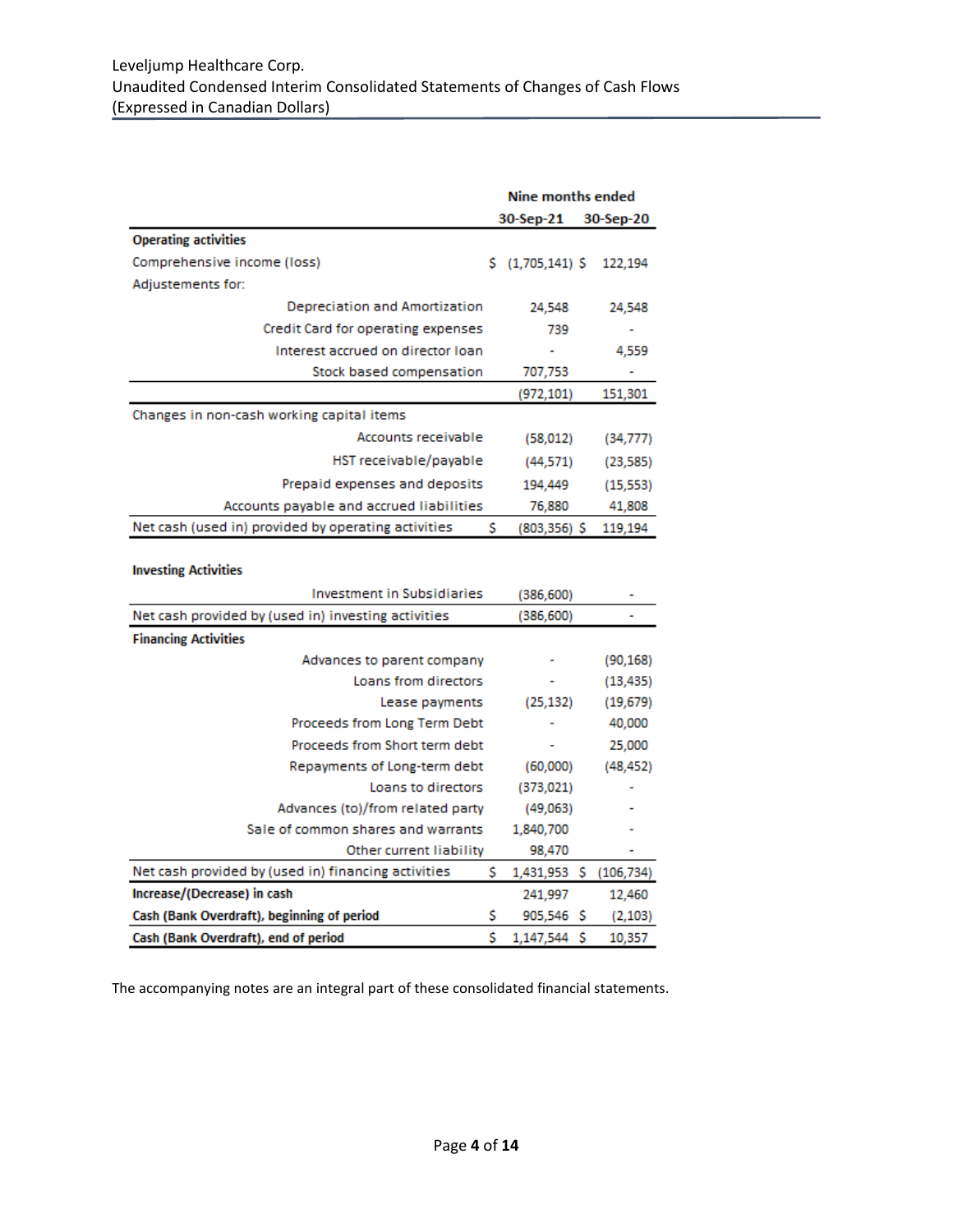Leveljump Healthcare Corp.
Unaudited Condensed Interim Consolidated Statements of Changes of Cash Flows
(Expressed in Canadian Dollars)

| | Nine months ended | |
|---|---|---|
| | 30-Sep-21 | 30-Sep-20 |
| **Operating activities** | | |
| Comprehensive income (loss) | $ (1,705,141) | $ 122,194 |
| Adjustements for: | | |
| Depreciation and Amortization | 24,548 | 24,548 |
| Credit Card for operating expenses | 739 | - |
| Interest accrued on director loan | - | 4,559 |
| Stock based compensation | 707,753 | - |
| | (972,101) | 151,301 |
| Changes in non-cash working capital items | | |
| Accounts receivable | (58,012) | (34,777) |
| HST receivable/payable | (44,571) | (23,585) |
| Prepaid expenses and deposits | 194,449 | (15,553) |
| Accounts payable and accrued liabilities | 76,880 | 41,808 |
| Net cash (used in) provided by operating activities | $ (803,356) | $ 119,194 |
| **Investing Activities** | | |
| Investment in Subsidiaries | (386,600) | - |
| Net cash provided by (used in) investing activities | (386,600) | - |
| **Financing Activities** | | |
| Advances to parent company | - | (90,168) |
| Loans from directors | - | (13,435) |
| Lease payments | (25,132) | (19,679) |
| Proceeds from Long Term Debt | - | 40,000 |
| Proceeds from Short term debt | - | 25,000 |
| Repayments of Long-term debt | (60,000) | (48,452) |
| Loans to directors | (373,021) | - |
| Advances (to)/from related party | (49,063) | - |
| Sale of common shares and warrants | 1,840,700 | - |
| Other current liability | 98,470 | - |
| Net cash provided by (used in) financing activities | $ 1,431,953 | $ (106,734) |
| **Increase/(Decrease) in cash** | 241,997 | 12,460 |
| **Cash (Bank Overdraft), beginning of period** | $ 905,546 | $ (2,103) |
| **Cash (Bank Overdraft), end of period** | $ 1,147,544 | $ 10,357 |

The accompanying notes are an integral part of these consolidated financial statements.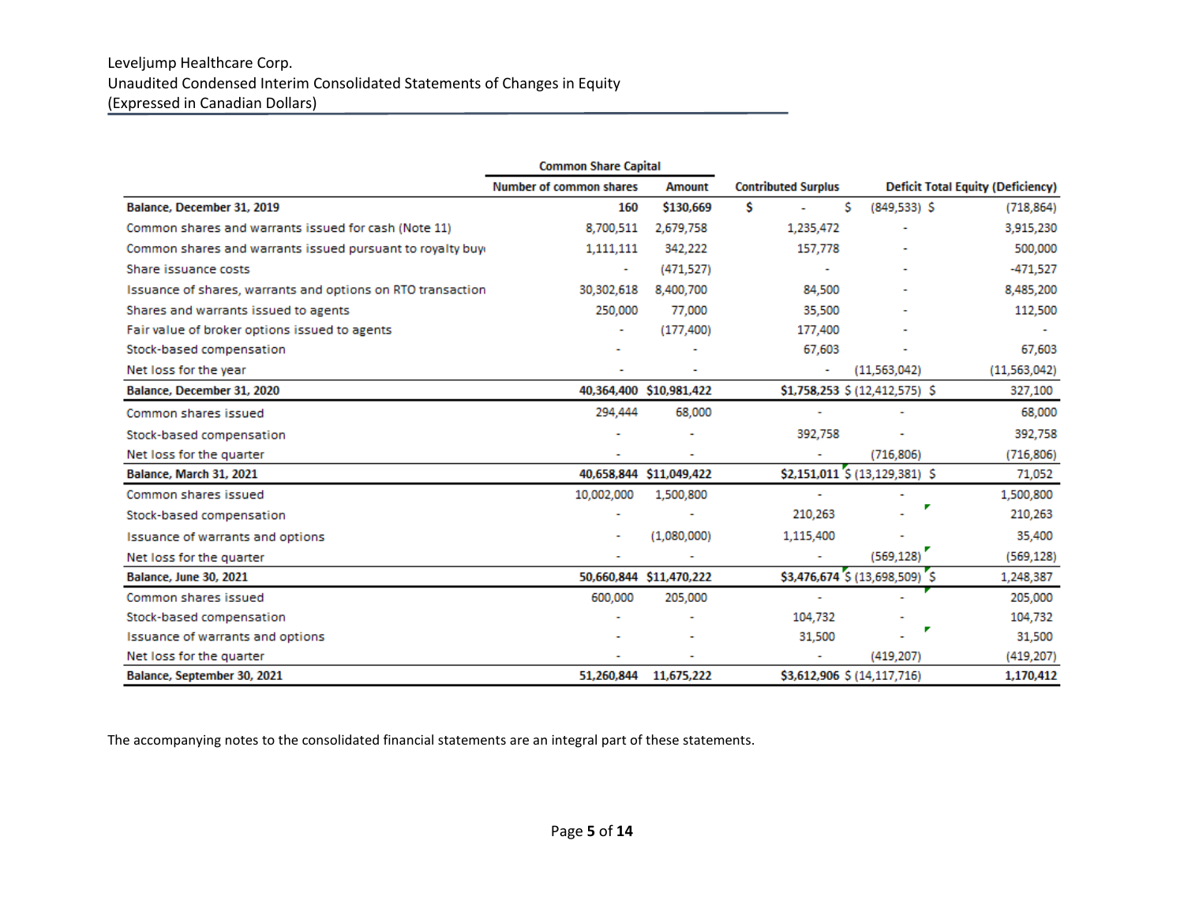Leveljump Healthcare Corp.
Unaudited Condensed Interim Consolidated Statements of Changes in Equity
(Expressed in Canadian Dollars)

| | Common Share Capital | | | | |
|---|---|---|---|---|---|
| | Number of common shares | Amount | Contributed Surplus | Deficit | Total Equity (Deficiency) |
| **Balance, December 31, 2019** | 160 | $130,669 | $ - | $ (849,533) | $ (718,864) |
| Common shares and warrants issued for cash (Note 11) | 8,700,511 | 2,679,758 | 1,235,472 | - | 3,915,230 |
| Common shares and warrants issued pursuant to royalty buy | 1,111,111 | 342,222 | 157,778 | - | 500,000 |
| Share issuance costs | - | (471,527) | - | - | -471,527 |
| Issuance of shares, warrants and options on RTO transaction | 30,302,618 | 8,400,700 | 84,500 | - | 8,485,200 |
| Shares and warrants issued to agents | 250,000 | 77,000 | 35,500 | - | 112,500 |
| Fair value of broker options issued to agents | - | (177,400) | 177,400 | - | - |
| Stock-based compensation | - | - | 67,603 | - | 67,603 |
| Net loss for the year | - | - | - | (11,563,042) | (11,563,042) |
| **Balance, December 31, 2020** | **40,364,400** | **$10,981,422** | **$1,758,253** | **$ (12,412,575)** | **$ 327,100** |
| Common shares issued | 294,444 | 68,000 | - | - | 68,000 |
| Stock-based compensation | - | - | 392,758 | - | 392,758 |
| Net loss for the quarter | - | - | - | (716,806) | (716,806) |
| **Balance, March 31, 2021** | **40,658,844** | **$11,049,422** | **$2,151,011** | **$ (13,129,381)** | **$ 71,052** |
| Common shares issued | 10,002,000 | 1,500,800 | - | - | 1,500,800 |
| Stock-based compensation | - | - | 210,263 | - | 210,263 |
| Issuance of warrants and options | - | (1,080,000) | 1,115,400 | - | 35,400 |
| Net loss for the quarter | - | - | - | (569,128) | (569,128) |
| **Balance, June 30, 2021** | **50,660,844** | **$11,470,222** | **$3,476,674** | **$ (13,698,509)** | **$ 1,248,387** |
| Common shares issued | 600,000 | 205,000 | - | - | 205,000 |
| Stock-based compensation | - | - | 104,732 | - | 104,732 |
| Issuance of warrants and options | - | - | 31,500 | - | 31,500 |
| Net loss for the quarter | - | - | - | (419,207) | (419,207) |
| **Balance, September 30, 2021** | **51,260,844** | **11,675,222** | **$3,612,906** | **$ (14,117,716)** | **1,170,412** |

The accompanying notes to the consolidated financial statements are an integral part of these statements.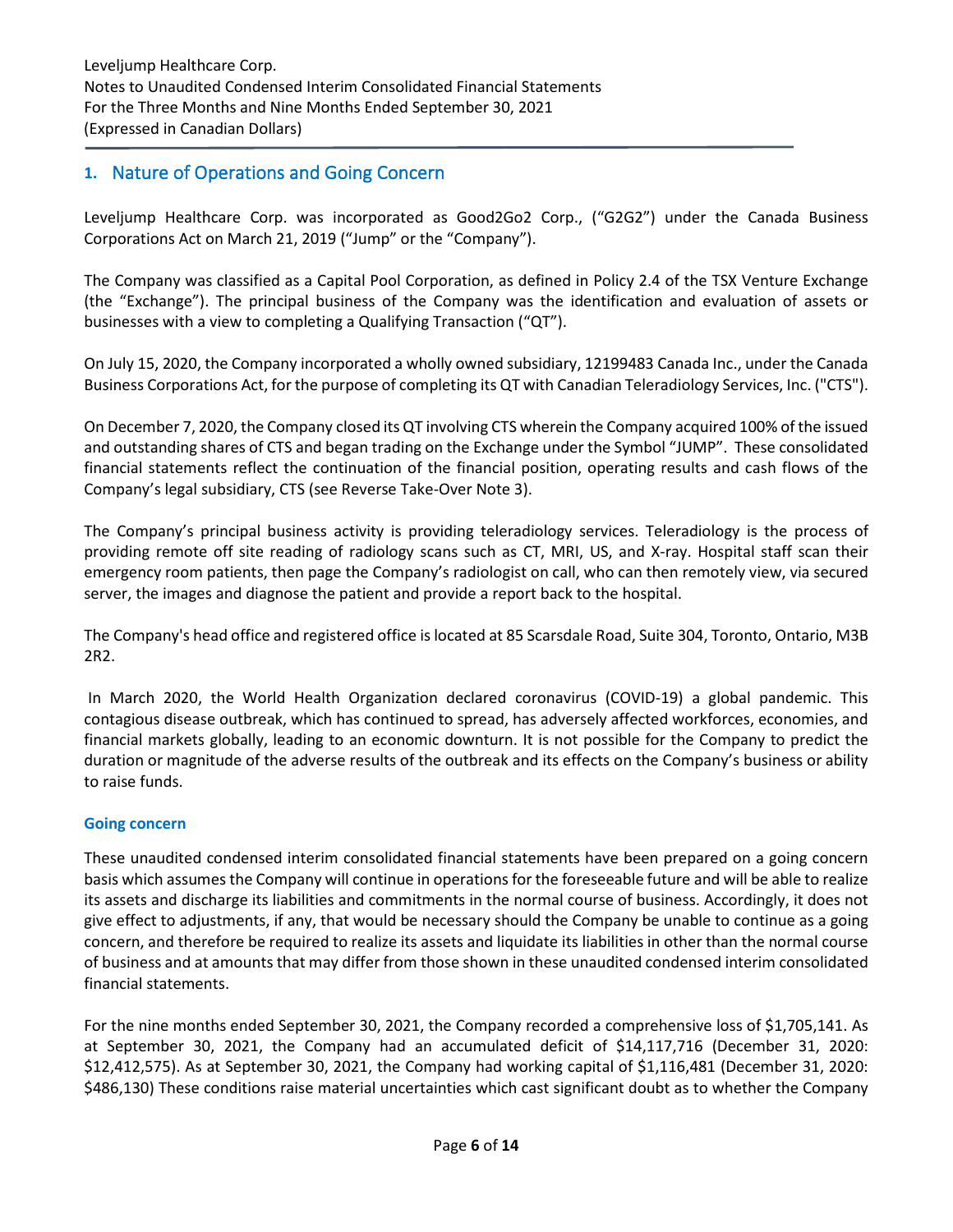## 1. Nature of Operations and Going Concern

Leveljump Healthcare Corp. was incorporated as Good2Go2 Corp., ("G2G2") under the Canada Business Corporations Act on March 21, 2019 ("Jump" or the "Company").

The Company was classified as a Capital Pool Corporation, as defined in Policy 2.4 of the TSX Venture Exchange (the "Exchange"). The principal business of the Company was the identification and evaluation of assets or businesses with a view to completing a Qualifying Transaction ("QT").

On July 15, 2020, the Company incorporated a wholly owned subsidiary, 12199483 Canada Inc., under the Canada Business Corporations Act, for the purpose of completing its QT with Canadian Teleradiology Services, Inc. ("CTS").

On December 7, 2020, the Company closed its QT involving CTS wherein the Company acquired 100% of the issued and outstanding shares of CTS and began trading on the Exchange under the Symbol "JUMP". These consolidated financial statements reflect the continuation of the financial position, operating results and cash flows of the Company's legal subsidiary, CTS (see Reverse Take-Over Note 3).

The Company's principal business activity is providing teleradiology services. Teleradiology is the process of providing remote off site reading of radiology scans such as CT, MRI, US, and X-ray. Hospital staff scan their emergency room patients, then page the Company's radiologist on call, who can then remotely view, via secured server, the images and diagnose the patient and provide a report back to the hospital.

The Company's head office and registered office is located at 85 Scarsdale Road, Suite 304, Toronto, Ontario, M3B 2R2.

In March 2020, the World Health Organization declared coronavirus (COVID-19) a global pandemic. This contagious disease outbreak, which has continued to spread, has adversely affected workforces, economies, and financial markets globally, leading to an economic downturn. It is not possible for the Company to predict the duration or magnitude of the adverse results of the outbreak and its effects on the Company's business or ability to raise funds.

### Going concern

These unaudited condensed interim consolidated financial statements have been prepared on a going concern basis which assumes the Company will continue in operations for the foreseeable future and will be able to realize its assets and discharge its liabilities and commitments in the normal course of business. Accordingly, it does not give effect to adjustments, if any, that would be necessary should the Company be unable to continue as a going concern, and therefore be required to realize its assets and liquidate its liabilities in other than the normal course of business and at amounts that may differ from those shown in these unaudited condensed interim consolidated financial statements.

For the nine months ended September 30, 2021, the Company recorded a comprehensive loss of $1,705,141. As at September 30, 2021, the Company had an accumulated deficit of $14,117,716 (December 31, 2020: $12,412,575). As at September 30, 2021, the Company had working capital of $1,116,481 (December 31, 2020: $486,130) These conditions raise material uncertainties which cast significant doubt as to whether the Company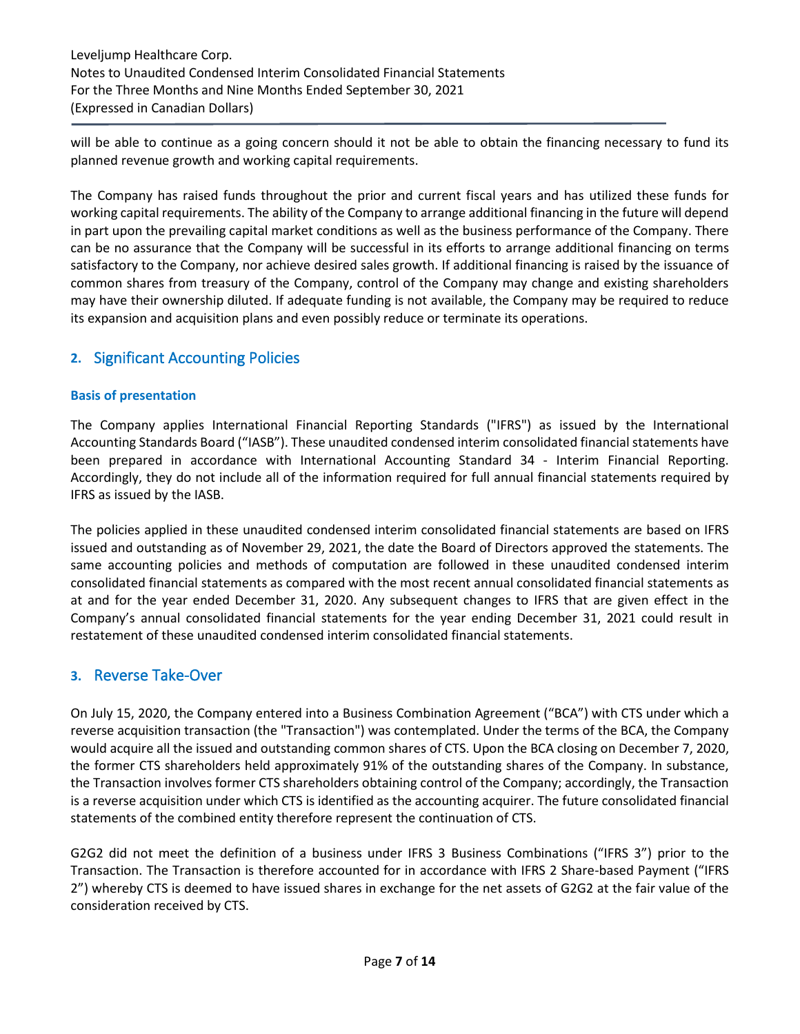will be able to continue as a going concern should it not be able to obtain the financing necessary to fund its planned revenue growth and working capital requirements.

The Company has raised funds throughout the prior and current fiscal years and has utilized these funds for working capital requirements. The ability of the Company to arrange additional financing in the future will depend in part upon the prevailing capital market conditions as well as the business performance of the Company. There can be no assurance that the Company will be successful in its efforts to arrange additional financing on terms satisfactory to the Company, nor achieve desired sales growth. If additional financing is raised by the issuance of common shares from treasury of the Company, control of the Company may change and existing shareholders may have their ownership diluted. If adequate funding is not available, the Company may be required to reduce its expansion and acquisition plans and even possibly reduce or terminate its operations.

## 2. Significant Accounting Policies

### Basis of presentation

The Company applies International Financial Reporting Standards ("IFRS") as issued by the International Accounting Standards Board ("IASB"). These unaudited condensed interim consolidated financial statements have been prepared in accordance with International Accounting Standard 34 - Interim Financial Reporting. Accordingly, they do not include all of the information required for full annual financial statements required by IFRS as issued by the IASB.

The policies applied in these unaudited condensed interim consolidated financial statements are based on IFRS issued and outstanding as of November 29, 2021, the date the Board of Directors approved the statements. The same accounting policies and methods of computation are followed in these unaudited condensed interim consolidated financial statements as compared with the most recent annual consolidated financial statements as at and for the year ended December 31, 2020. Any subsequent changes to IFRS that are given effect in the Company's annual consolidated financial statements for the year ending December 31, 2021 could result in restatement of these unaudited condensed interim consolidated financial statements.

## 3. Reverse Take-Over

On July 15, 2020, the Company entered into a Business Combination Agreement ("BCA") with CTS under which a reverse acquisition transaction (the "Transaction") was contemplated. Under the terms of the BCA, the Company would acquire all the issued and outstanding common shares of CTS. Upon the BCA closing on December 7, 2020, the former CTS shareholders held approximately 91% of the outstanding shares of the Company. In substance, the Transaction involves former CTS shareholders obtaining control of the Company; accordingly, the Transaction is a reverse acquisition under which CTS is identified as the accounting acquirer. The future consolidated financial statements of the combined entity therefore represent the continuation of CTS.

G2G2 did not meet the definition of a business under IFRS 3 Business Combinations ("IFRS 3") prior to the Transaction. The Transaction is therefore accounted for in accordance with IFRS 2 Share-based Payment ("IFRS 2") whereby CTS is deemed to have issued shares in exchange for the net assets of G2G2 at the fair value of the consideration received by CTS.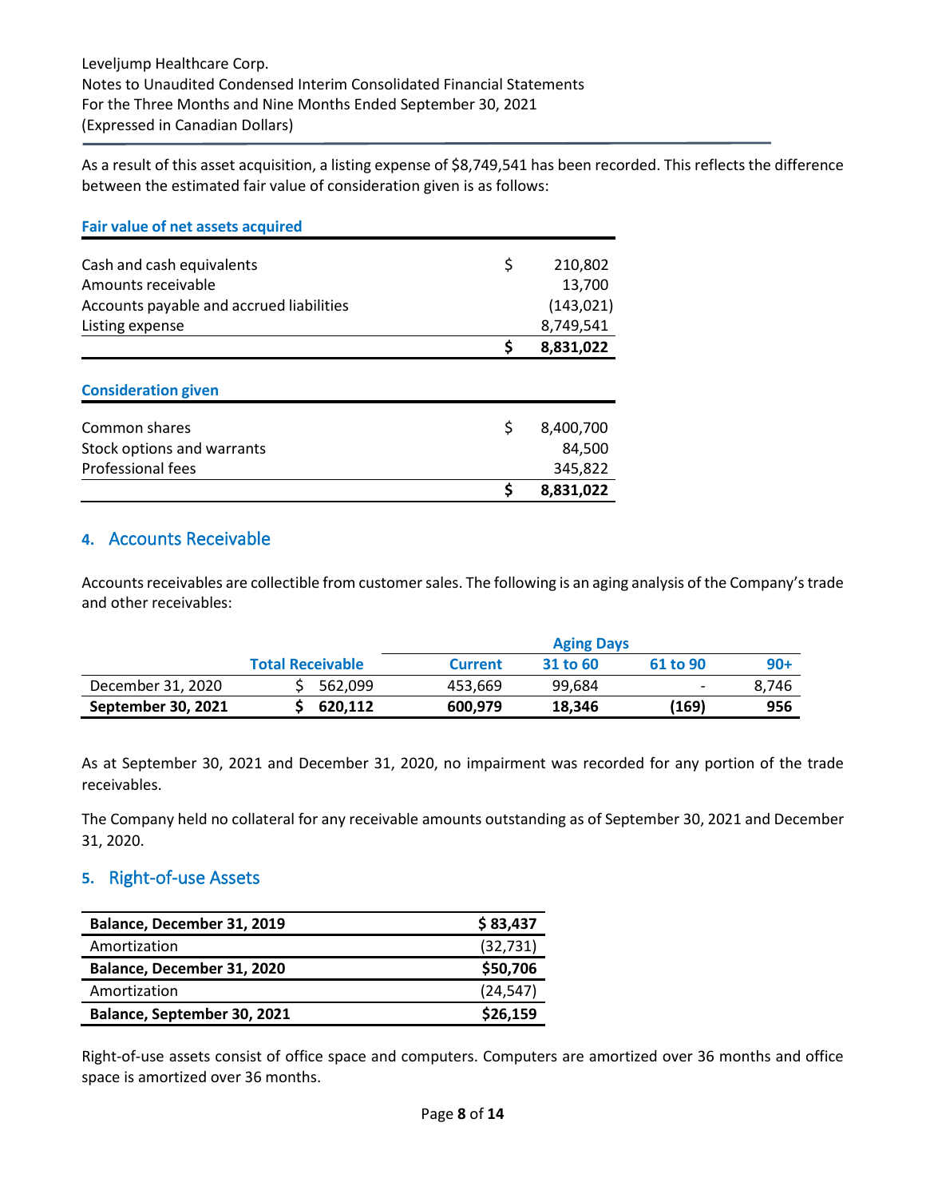As a result of this asset acquisition, a listing expense of $8,749,541 has been recorded. This reflects the difference between the estimated fair value of consideration given is as follows:

**Fair value of net assets acquired**

| | |
|---|---|
| Cash and cash equivalents | $ 210,802 |
| Amounts receivable | 13,700 |
| Accounts payable and accrued liabilities | (143,021) |
| Listing expense | 8,749,541 |
| | **$ 8,831,022** |

**Consideration given**

| | |
|---|---|
| Common shares | $ 8,400,700 |
| Stock options and warrants | 84,500 |
| Professional fees | 345,822 |
| | **$ 8,831,022** |

## 4. Accounts Receivable

Accounts receivables are collectible from customer sales. The following is an aging analysis of the Company's trade and other receivables:

| | | Aging Days | | | |
|---|---|---|---|---|---|
| | **Total Receivable** | **Current** | **31 to 60** | **61 to 90** | **90+** |
| December 31, 2020 | $ 562,099 | 453,669 | 99,684 | - | 8,746 |
| **September 30, 2021** | **$ 620,112** | **600,979** | **18,346** | **(169)** | **956** |

As at September 30, 2021 and December 31, 2020, no impairment was recorded for any portion of the trade receivables.

The Company held no collateral for any receivable amounts outstanding as of September 30, 2021 and December 31, 2020.

## 5. Right-of-use Assets

| | |
|---|---|
| **Balance, December 31, 2019** | **$ 83,437** |
| Amortization | (32,731) |
| **Balance, December 31, 2020** | **$50,706** |
| Amortization | (24,547) |
| **Balance, September 30, 2021** | **$26,159** |

Right-of-use assets consist of office space and computers. Computers are amortized over 36 months and office space is amortized over 36 months.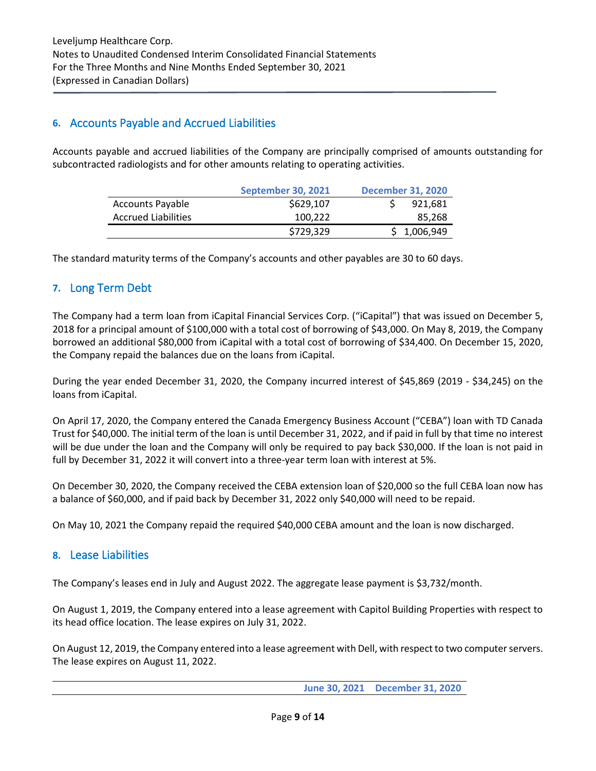## 6. Accounts Payable and Accrued Liabilities

Accounts payable and accrued liabilities of the Company are principally comprised of amounts outstanding for subcontracted radiologists and for other amounts relating to operating activities.

| | September 30, 2021 | December 31, 2020 |
|---|---|---|
| Accounts Payable | $629,107 | $ 921,681 |
| Accrued Liabilities | 100,222 | 85,268 |
| | $729,329 | $ 1,006,949 |

The standard maturity terms of the Company's accounts and other payables are 30 to 60 days.

## 7. Long Term Debt

The Company had a term loan from iCapital Financial Services Corp. ("iCapital") that was issued on December 5, 2018 for a principal amount of $100,000 with a total cost of borrowing of $43,000. On May 8, 2019, the Company borrowed an additional $80,000 from iCapital with a total cost of borrowing of $34,400. On December 15, 2020, the Company repaid the balances due on the loans from iCapital.

During the year ended December 31, 2020, the Company incurred interest of $45,869 (2019 - $34,245) on the loans from iCapital.

On April 17, 2020, the Company entered the Canada Emergency Business Account ("CEBA") loan with TD Canada Trust for $40,000. The initial term of the loan is until December 31, 2022, and if paid in full by that time no interest will be due under the loan and the Company will only be required to pay back $30,000. If the loan is not paid in full by December 31, 2022 it will convert into a three-year term loan with interest at 5%.

On December 30, 2020, the Company received the CEBA extension loan of $20,000 so the full CEBA loan now has a balance of $60,000, and if paid back by December 31, 2022 only $40,000 will need to be repaid.

On May 10, 2021 the Company repaid the required $40,000 CEBA amount and the loan is now discharged.

## 8. Lease Liabilities

The Company's leases end in July and August 2022. The aggregate lease payment is $3,732/month.

On August 1, 2019, the Company entered into a lease agreement with Capitol Building Properties with respect to its head office location. The lease expires on July 31, 2022.

On August 12, 2019, the Company entered into a lease agreement with Dell, with respect to two computer servers. The lease expires on August 11, 2022.

| | June 30, 2021 | December 31, 2020 |
|---|---|---|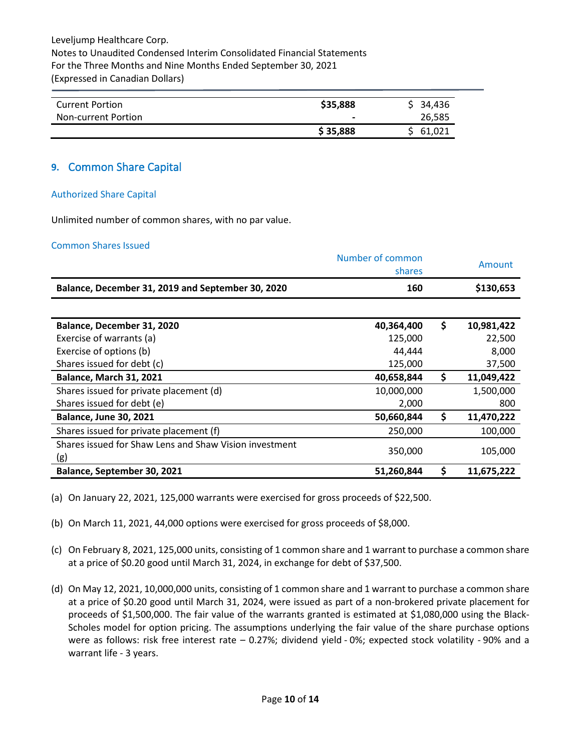| | | |
|---|---|---|
| Current Portion | $35,888 | $ 34,436 |
| Non-current Portion | - | 26,585 |
| | $ 35,888 | $ 61,021 |

## 9. Common Share Capital

### Authorized Share Capital

Unlimited number of common shares, with no par value.

### Common Shares Issued

| | Number of common shares | | Amount |
|---|---|---|---|
| **Balance, December 31, 2019 and September 30, 2020** | **160** | | **$130,653** |
| | | | |
| **Balance, December 31, 2020** | **40,364,400** | **$** | **10,981,422** |
| Exercise of warrants (a) | 125,000 | | 22,500 |
| Exercise of options (b) | 44,444 | | 8,000 |
| Shares issued for debt (c) | 125,000 | | 37,500 |
| **Balance, March 31, 2021** | **40,658,844** | **$** | **11,049,422** |
| Shares issued for private placement (d) | 10,000,000 | | 1,500,000 |
| Shares issued for debt (e) | 2,000 | | 800 |
| **Balance, June 30, 2021** | **50,660,844** | **$** | **11,470,222** |
| Shares issued for private placement (f) | 250,000 | | 100,000 |
| Shares issued for Shaw Lens and Shaw Vision investment (g) | 350,000 | | 105,000 |
| **Balance, September 30, 2021** | **51,260,844** | **$** | **11,675,222** |

(a) On January 22, 2021, 125,000 warrants were exercised for gross proceeds of $22,500.

(b) On March 11, 2021, 44,000 options were exercised for gross proceeds of $8,000.

(c) On February 8, 2021, 125,000 units, consisting of 1 common share and 1 warrant to purchase a common share at a price of $0.20 good until March 31, 2024, in exchange for debt of $37,500.

(d) On May 12, 2021, 10,000,000 units, consisting of 1 common share and 1 warrant to purchase a common share at a price of $0.20 good until March 31, 2024, were issued as part of a non-brokered private placement for proceeds of $1,500,000. The fair value of the warrants granted is estimated at $1,080,000 using the Black-Scholes model for option pricing. The assumptions underlying the fair value of the share purchase options were as follows: risk free interest rate – 0.27%; dividend yield - 0%; expected stock volatility - 90% and a warrant life - 3 years.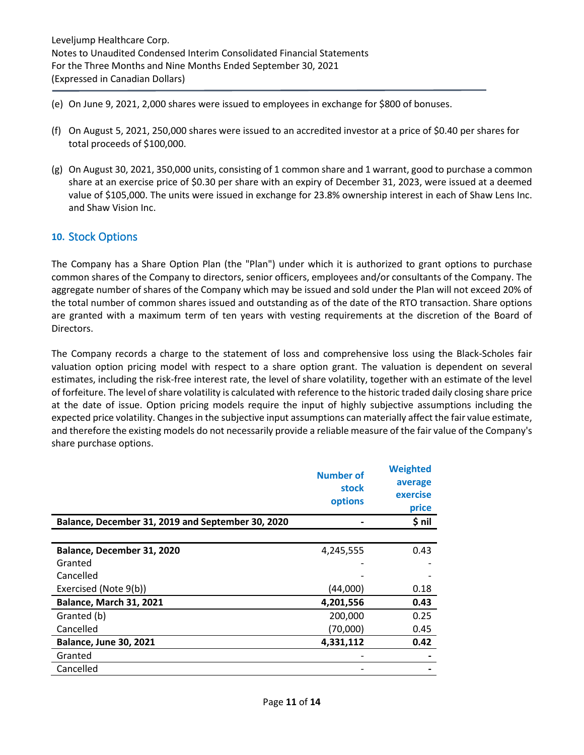(e) On June 9, 2021, 2,000 shares were issued to employees in exchange for $800 of bonuses.

(f) On August 5, 2021, 250,000 shares were issued to an accredited investor at a price of $0.40 per shares for total proceeds of $100,000.

(g) On August 30, 2021, 350,000 units, consisting of 1 common share and 1 warrant, good to purchase a common share at an exercise price of $0.30 per share with an expiry of December 31, 2023, were issued at a deemed value of $105,000. The units were issued in exchange for 23.8% ownership interest in each of Shaw Lens Inc. and Shaw Vision Inc.

## 10. Stock Options

The Company has a Share Option Plan (the "Plan") under which it is authorized to grant options to purchase common shares of the Company to directors, senior officers, employees and/or consultants of the Company. The aggregate number of shares of the Company which may be issued and sold under the Plan will not exceed 20% of the total number of common shares issued and outstanding as of the date of the RTO transaction. Share options are granted with a maximum term of ten years with vesting requirements at the discretion of the Board of Directors.

The Company records a charge to the statement of loss and comprehensive loss using the Black-Scholes fair valuation option pricing model with respect to a share option grant. The valuation is dependent on several estimates, including the risk-free interest rate, the level of share volatility, together with an estimate of the level of forfeiture. The level of share volatility is calculated with reference to the historic traded daily closing share price at the date of issue. Option pricing models require the input of highly subjective assumptions including the expected price volatility. Changes in the subjective input assumptions can materially affect the fair value estimate, and therefore the existing models do not necessarily provide a reliable measure of the fair value of the Company's share purchase options.

| | Number of stock options | Weighted average exercise price |
|---|---|---|
| **Balance, December 31, 2019 and September 30, 2020** | - | **$ nil** |
| | | |
| **Balance, December 31, 2020** | 4,245,555 | 0.43 |
| Granted | - | - |
| Cancelled | - | - |
| Exercised (Note 9(b)) | (44,000) | 0.18 |
| **Balance, March 31, 2021** | **4,201,556** | **0.43** |
| Granted (b) | 200,000 | 0.25 |
| Cancelled | (70,000) | 0.45 |
| **Balance, June 30, 2021** | **4,331,112** | **0.42** |
| Granted | - | - |
| Cancelled | - | - |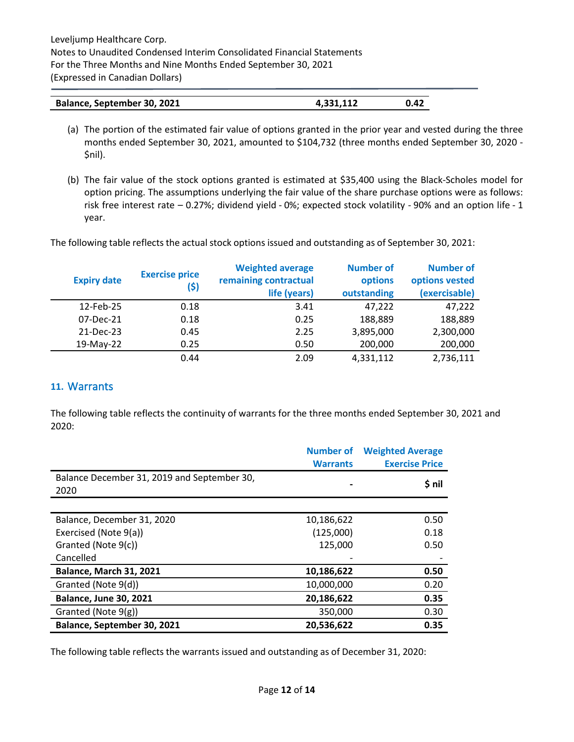| | | |
|---|---|---|
| **Balance, September 30, 2021** | **4,331,112** | **0.42** |

(a) The portion of the estimated fair value of options granted in the prior year and vested during the three months ended September 30, 2021, amounted to $104,732 (three months ended September 30, 2020 - $nil).

(b) The fair value of the stock options granted is estimated at $35,400 using the Black-Scholes model for option pricing. The assumptions underlying the fair value of the share purchase options were as follows: risk free interest rate – 0.27%; dividend yield - 0%; expected stock volatility - 90% and an option life - 1 year.

The following table reflects the actual stock options issued and outstanding as of September 30, 2021:

| Expiry date | Exercise price ($) | Weighted average remaining contractual life (years) | Number of options outstanding | Number of options vested (exercisable) |
|---|---|---|---|---|
| 12-Feb-25 | 0.18 | 3.41 | 47,222 | 47,222 |
| 07-Dec-21 | 0.18 | 0.25 | 188,889 | 188,889 |
| 21-Dec-23 | 0.45 | 2.25 | 3,895,000 | 2,300,000 |
| 19-May-22 | 0.25 | 0.50 | 200,000 | 200,000 |
| | 0.44 | 2.09 | 4,331,112 | 2,736,111 |

## 11. Warrants

The following table reflects the continuity of warrants for the three months ended September 30, 2021 and 2020:

| | Number of Warrants | Weighted Average Exercise Price |
|---|---|---|
| Balance December 31, 2019 and September 30, 2020 | - | $ nil |
| | | |
| Balance, December 31, 2020 | 10,186,622 | 0.50 |
| Exercised (Note 9(a)) | (125,000) | 0.18 |
| Granted (Note 9(c)) | 125,000 | 0.50 |
| Cancelled | - | - |
| **Balance, March 31, 2021** | **10,186,622** | **0.50** |
| Granted (Note 9(d)) | 10,000,000 | 0.20 |
| **Balance, June 30, 2021** | **20,186,622** | **0.35** |
| Granted (Note 9(g)) | 350,000 | 0.30 |
| **Balance, September 30, 2021** | **20,536,622** | **0.35** |

The following table reflects the warrants issued and outstanding as of December 31, 2020: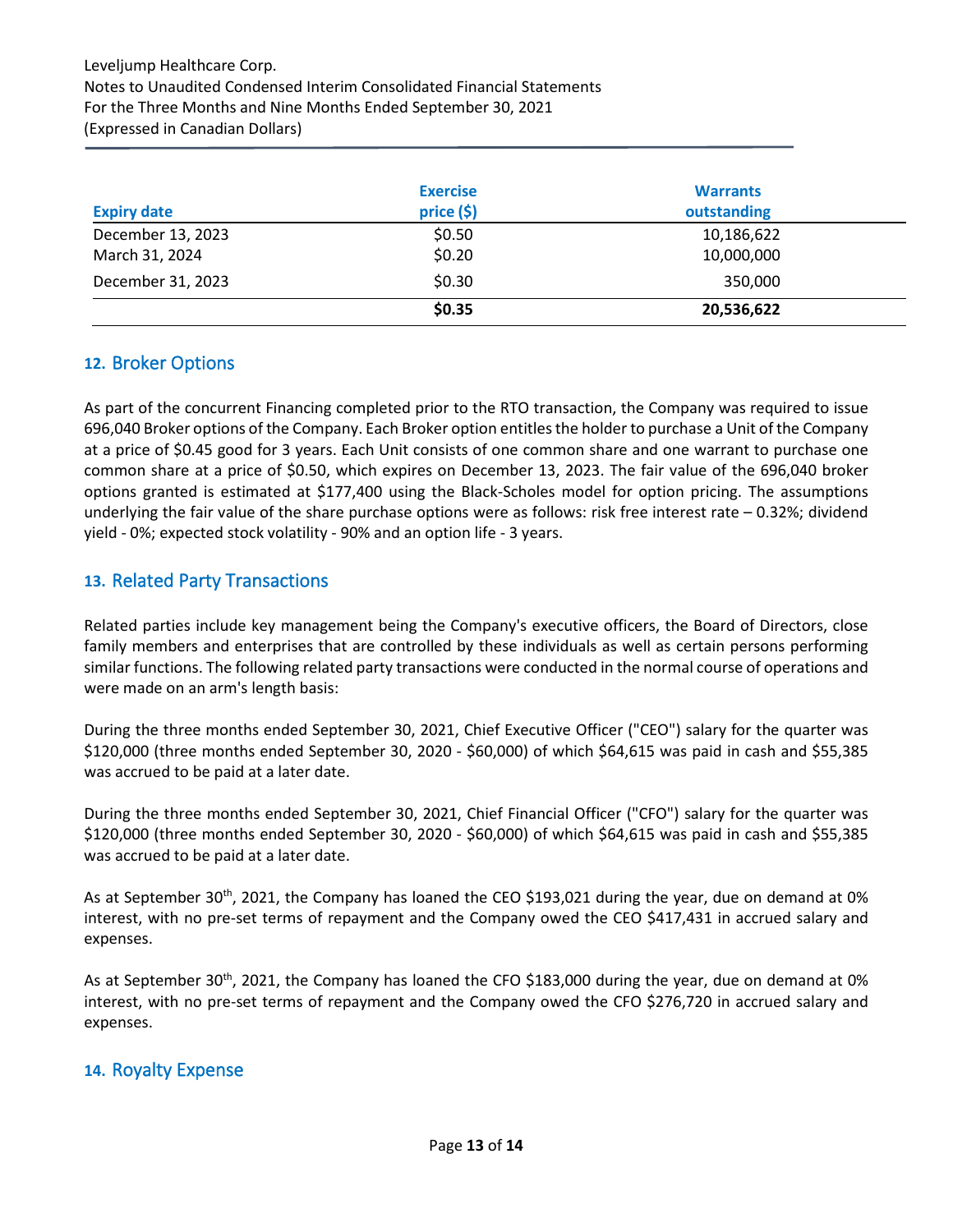| Expiry date | Exercise price ($) | Warrants outstanding |
|---|---|---|
| December 13, 2023 | $0.50 | 10,186,622 |
| March 31, 2024 | $0.20 | 10,000,000 |
| December 31, 2023 | $0.30 | 350,000 |
| | **$0.35** | **20,536,622** |

## 12. Broker Options

As part of the concurrent Financing completed prior to the RTO transaction, the Company was required to issue 696,040 Broker options of the Company. Each Broker option entitles the holder to purchase a Unit of the Company at a price of $0.45 good for 3 years. Each Unit consists of one common share and one warrant to purchase one common share at a price of $0.50, which expires on December 13, 2023. The fair value of the 696,040 broker options granted is estimated at $177,400 using the Black-Scholes model for option pricing. The assumptions underlying the fair value of the share purchase options were as follows: risk free interest rate – 0.32%; dividend yield - 0%; expected stock volatility - 90% and an option life - 3 years.

## 13. Related Party Transactions

Related parties include key management being the Company's executive officers, the Board of Directors, close family members and enterprises that are controlled by these individuals as well as certain persons performing similar functions. The following related party transactions were conducted in the normal course of operations and were made on an arm's length basis:

During the three months ended September 30, 2021, Chief Executive Officer ("CEO") salary for the quarter was $120,000 (three months ended September 30, 2020 - $60,000) of which $64,615 was paid in cash and $55,385 was accrued to be paid at a later date.

During the three months ended September 30, 2021, Chief Financial Officer ("CFO") salary for the quarter was $120,000 (three months ended September 30, 2020 - $60,000) of which $64,615 was paid in cash and $55,385 was accrued to be paid at a later date.

As at September 30th, 2021, the Company has loaned the CEO $193,021 during the year, due on demand at 0% interest, with no pre-set terms of repayment and the Company owed the CEO $417,431 in accrued salary and expenses.

As at September 30th, 2021, the Company has loaned the CFO $183,000 during the year, due on demand at 0% interest, with no pre-set terms of repayment and the Company owed the CFO $276,720 in accrued salary and expenses.

## 14. Royalty Expense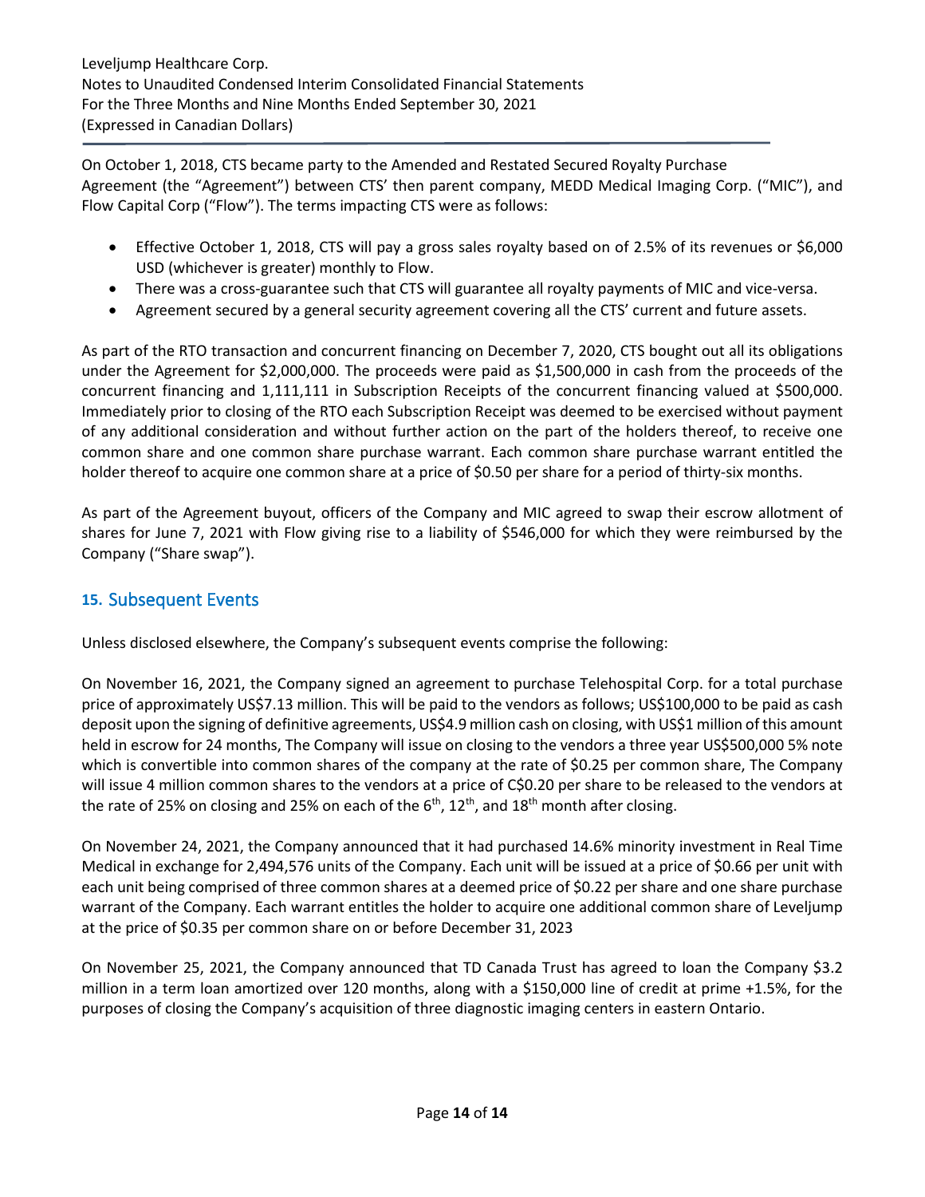On October 1, 2018, CTS became party to the Amended and Restated Secured Royalty Purchase Agreement (the "Agreement") between CTS' then parent company, MEDD Medical Imaging Corp. ("MIC"), and Flow Capital Corp ("Flow"). The terms impacting CTS were as follows:

- Effective October 1, 2018, CTS will pay a gross sales royalty based on of 2.5% of its revenues or $6,000 USD (whichever is greater) monthly to Flow.
- There was a cross-guarantee such that CTS will guarantee all royalty payments of MIC and vice-versa.
- Agreement secured by a general security agreement covering all the CTS' current and future assets.

As part of the RTO transaction and concurrent financing on December 7, 2020, CTS bought out all its obligations under the Agreement for $2,000,000. The proceeds were paid as $1,500,000 in cash from the proceeds of the concurrent financing and 1,111,111 in Subscription Receipts of the concurrent financing valued at $500,000. Immediately prior to closing of the RTO each Subscription Receipt was deemed to be exercised without payment of any additional consideration and without further action on the part of the holders thereof, to receive one common share and one common share purchase warrant. Each common share purchase warrant entitled the holder thereof to acquire one common share at a price of $0.50 per share for a period of thirty-six months.

As part of the Agreement buyout, officers of the Company and MIC agreed to swap their escrow allotment of shares for June 7, 2021 with Flow giving rise to a liability of $546,000 for which they were reimbursed by the Company ("Share swap").

## 15. Subsequent Events

Unless disclosed elsewhere, the Company's subsequent events comprise the following:

On November 16, 2021, the Company signed an agreement to purchase Telehospital Corp. for a total purchase price of approximately US$7.13 million. This will be paid to the vendors as follows; US$100,000 to be paid as cash deposit upon the signing of definitive agreements, US$4.9 million cash on closing, with US$1 million of this amount held in escrow for 24 months, The Company will issue on closing to the vendors a three year US$500,000 5% note which is convertible into common shares of the company at the rate of $0.25 per common share, The Company will issue 4 million common shares to the vendors at a price of C$0.20 per share to be released to the vendors at the rate of 25% on closing and 25% on each of the 6th, 12th, and 18th month after closing.

On November 24, 2021, the Company announced that it had purchased 14.6% minority investment in Real Time Medical in exchange for 2,494,576 units of the Company. Each unit will be issued at a price of $0.66 per unit with each unit being comprised of three common shares at a deemed price of $0.22 per share and one share purchase warrant of the Company. Each warrant entitles the holder to acquire one additional common share of Leveljump at the price of $0.35 per common share on or before December 31, 2023

On November 25, 2021, the Company announced that TD Canada Trust has agreed to loan the Company $3.2 million in a term loan amortized over 120 months, along with a $150,000 line of credit at prime +1.5%, for the purposes of closing the Company's acquisition of three diagnostic imaging centers in eastern Ontario.